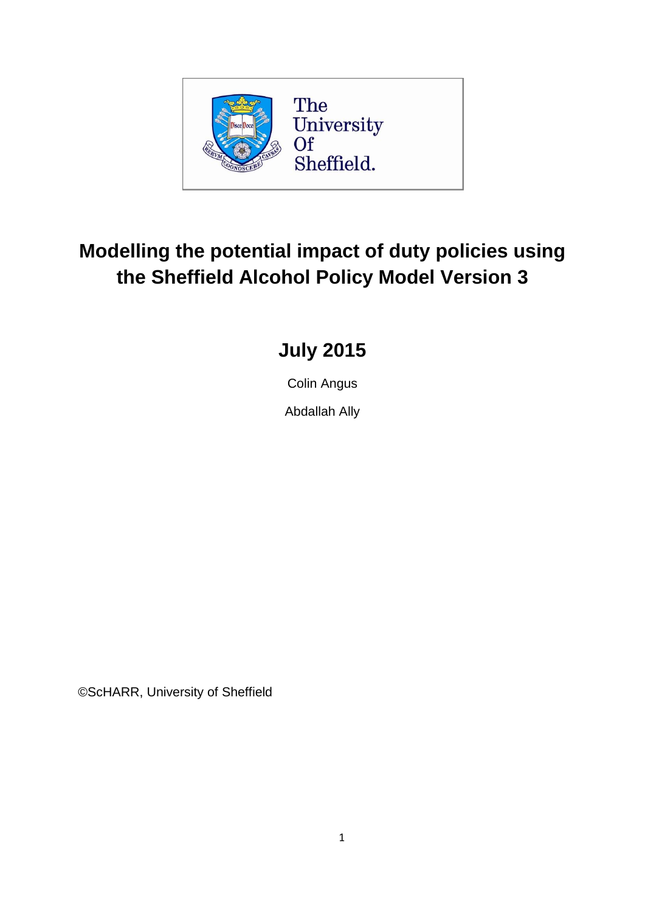# Modelling the potential impact of duty policies using the Sheffield Alcohol Policy Model Version 3

## July 2015

Colin Angus

Abdallah Ally

©ScHARR, University of Sheffield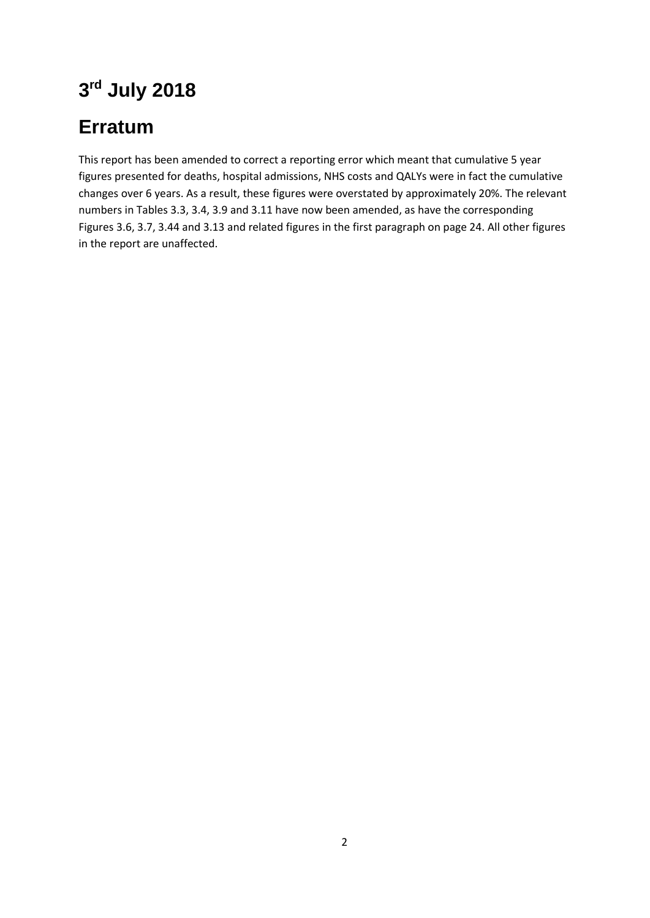# 3rd July 2018

# Erratum

This report has been amended to correct a reporting error which meant that cumulative 5 year figures presented for deaths, hospital admissions, NHS costs and QALYs were in fact the cumulative changes over 6 years. As a result, these figures were overstated by approximately 20%. The relevant numbers in Tables 3.3, 3.4, 3.9 and 3.11 have now been amended, as have the corresponding Figures 3.6, 3.7, 3.44 and 3.13 and related figures in the first paragraph on page 24. All other figures in the report are unaffected.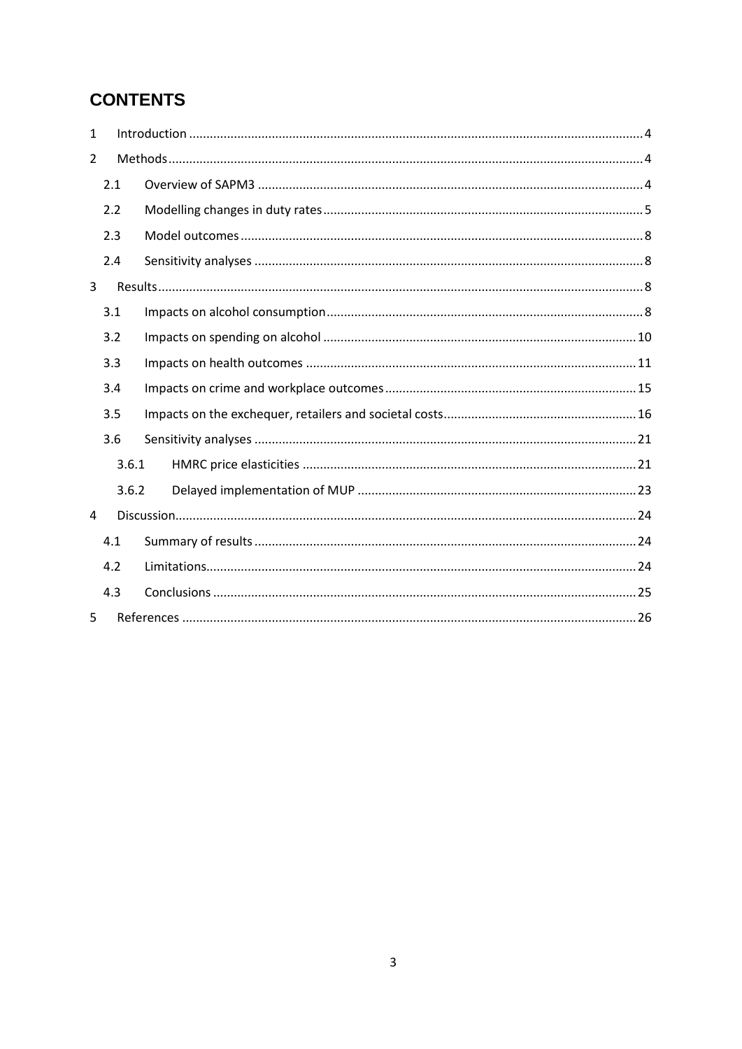# CONTENTS

1 Introduction ... 4

2 Methods ... 4

- 2.1 Overview of SAPM3 ... 4
- 2.2 Modelling changes in duty rates ... 5
- 2.3 Model outcomes ... 8
- 2.4 Sensitivity analyses ... 8

3 Results ... 8

- 3.1 Impacts on alcohol consumption ... 8
- 3.2 Impacts on spending on alcohol ... 10
- 3.3 Impacts on health outcomes ... 11
- 3.4 Impacts on crime and workplace outcomes ... 15
- 3.5 Impacts on the exchequer, retailers and societal costs ... 16
- 3.6 Sensitivity analyses ... 21
  - 3.6.1 HMRC price elasticities ... 21
  - 3.6.2 Delayed implementation of MUP ... 23

4 Discussion ... 24

- 4.1 Summary of results ... 24
- 4.2 Limitations ... 24
- 4.3 Conclusions ... 25

5 References ... 26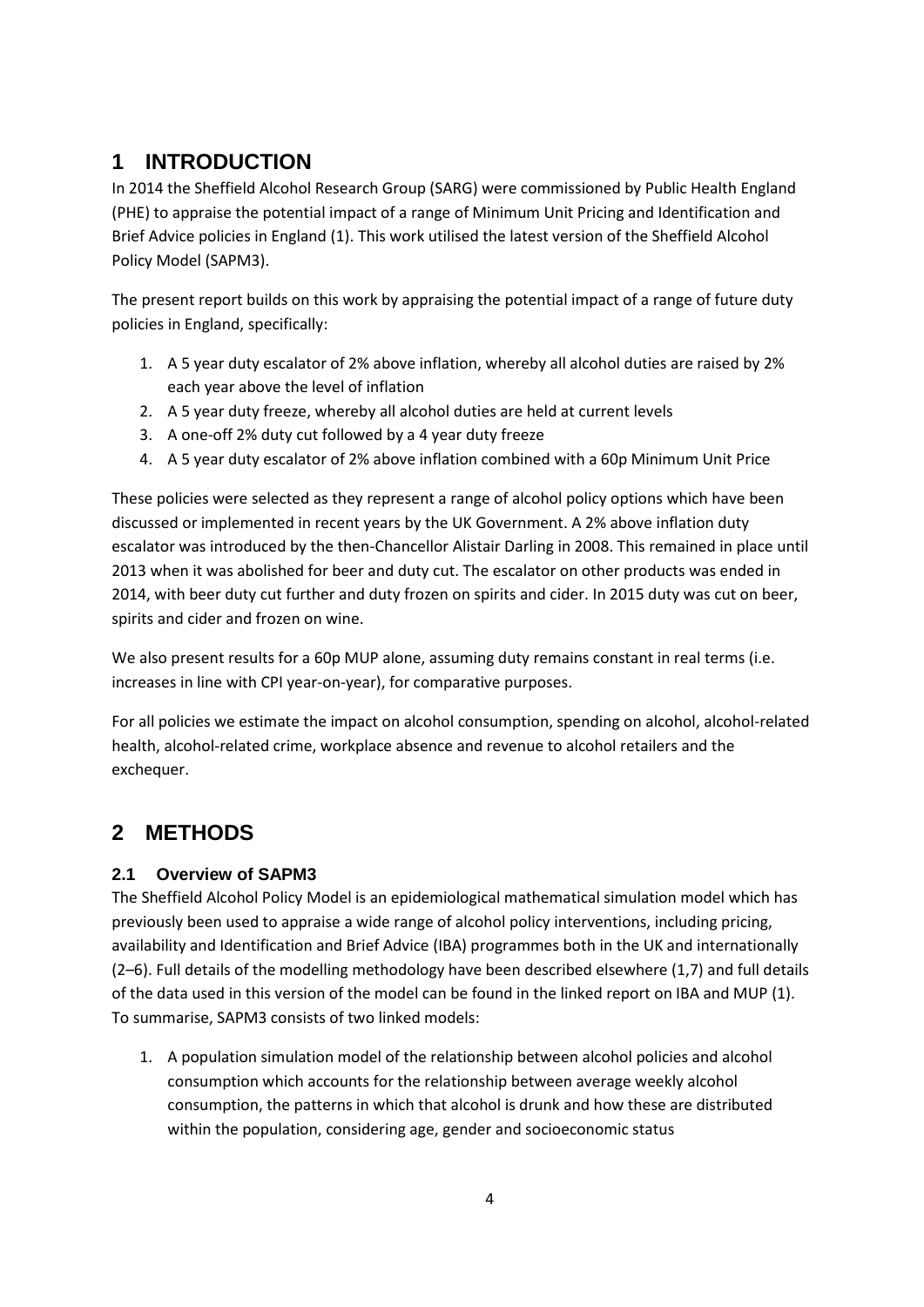# 1 INTRODUCTION

In 2014 the Sheffield Alcohol Research Group (SARG) were commissioned by Public Health England (PHE) to appraise the potential impact of a range of Minimum Unit Pricing and Identification and Brief Advice policies in England (1). This work utilised the latest version of the Sheffield Alcohol Policy Model (SAPM3).

The present report builds on this work by appraising the potential impact of a range of future duty policies in England, specifically:

1. A 5 year duty escalator of 2% above inflation, whereby all alcohol duties are raised by 2% each year above the level of inflation
2. A 5 year duty freeze, whereby all alcohol duties are held at current levels
3. A one-off 2% duty cut followed by a 4 year duty freeze
4. A 5 year duty escalator of 2% above inflation combined with a 60p Minimum Unit Price

These policies were selected as they represent a range of alcohol policy options which have been discussed or implemented in recent years by the UK Government. A 2% above inflation duty escalator was introduced by the then-Chancellor Alistair Darling in 2008. This remained in place until 2013 when it was abolished for beer and duty cut. The escalator on other products was ended in 2014, with beer duty cut further and duty frozen on spirits and cider. In 2015 duty was cut on beer, spirits and cider and frozen on wine.

We also present results for a 60p MUP alone, assuming duty remains constant in real terms (i.e. increases in line with CPI year-on-year), for comparative purposes.

For all policies we estimate the impact on alcohol consumption, spending on alcohol, alcohol-related health, alcohol-related crime, workplace absence and revenue to alcohol retailers and the exchequer.

# 2 METHODS

## 2.1 Overview of SAPM3

The Sheffield Alcohol Policy Model is an epidemiological mathematical simulation model which has previously been used to appraise a wide range of alcohol policy interventions, including pricing, availability and Identification and Brief Advice (IBA) programmes both in the UK and internationally (2–6). Full details of the modelling methodology have been described elsewhere (1,7) and full details of the data used in this version of the model can be found in the linked report on IBA and MUP (1). To summarise, SAPM3 consists of two linked models:

1. A population simulation model of the relationship between alcohol policies and alcohol consumption which accounts for the relationship between average weekly alcohol consumption, the patterns in which that alcohol is drunk and how these are distributed within the population, considering age, gender and socioeconomic status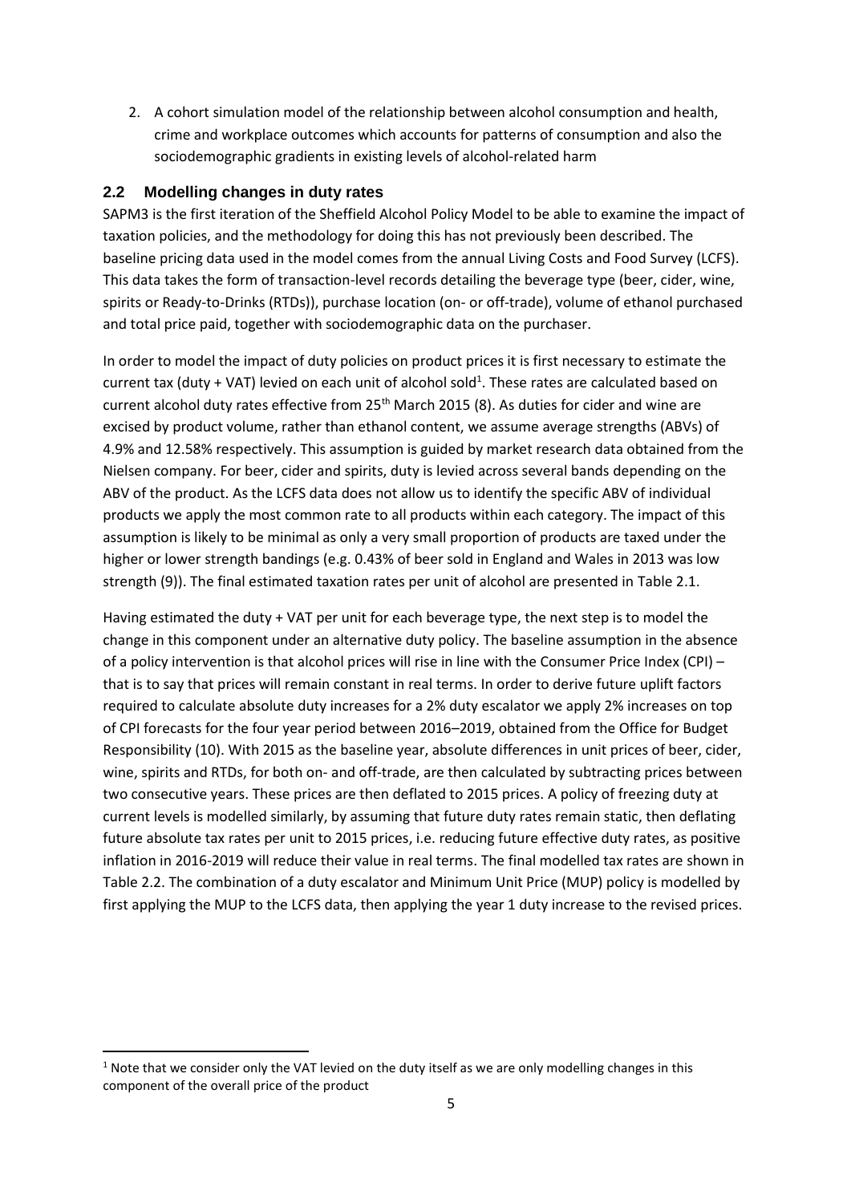2. A cohort simulation model of the relationship between alcohol consumption and health, crime and workplace outcomes which accounts for patterns of consumption and also the sociodemographic gradients in existing levels of alcohol-related harm

## 2.2 Modelling changes in duty rates

SAPM3 is the first iteration of the Sheffield Alcohol Policy Model to be able to examine the impact of taxation policies, and the methodology for doing this has not previously been described. The baseline pricing data used in the model comes from the annual Living Costs and Food Survey (LCFS). This data takes the form of transaction-level records detailing the beverage type (beer, cider, wine, spirits or Ready-to-Drinks (RTDs)), purchase location (on- or off-trade), volume of ethanol purchased and total price paid, together with sociodemographic data on the purchaser.

In order to model the impact of duty policies on product prices it is first necessary to estimate the current tax (duty + VAT) levied on each unit of alcohol sold[1]. These rates are calculated based on current alcohol duty rates effective from 25th March 2015 (8). As duties for cider and wine are excised by product volume, rather than ethanol content, we assume average strengths (ABVs) of 4.9% and 12.58% respectively. This assumption is guided by market research data obtained from the Nielsen company. For beer, cider and spirits, duty is levied across several bands depending on the ABV of the product. As the LCFS data does not allow us to identify the specific ABV of individual products we apply the most common rate to all products within each category. The impact of this assumption is likely to be minimal as only a very small proportion of products are taxed under the higher or lower strength bandings (e.g. 0.43% of beer sold in England and Wales in 2013 was low strength (9)). The final estimated taxation rates per unit of alcohol are presented in Table 2.1.

Having estimated the duty + VAT per unit for each beverage type, the next step is to model the change in this component under an alternative duty policy. The baseline assumption in the absence of a policy intervention is that alcohol prices will rise in line with the Consumer Price Index (CPI) – that is to say that prices will remain constant in real terms. In order to derive future uplift factors required to calculate absolute duty increases for a 2% duty escalator we apply 2% increases on top of CPI forecasts for the four year period between 2016–2019, obtained from the Office for Budget Responsibility (10). With 2015 as the baseline year, absolute differences in unit prices of beer, cider, wine, spirits and RTDs, for both on- and off-trade, are then calculated by subtracting prices between two consecutive years. These prices are then deflated to 2015 prices. A policy of freezing duty at current levels is modelled similarly, by assuming that future duty rates remain static, then deflating future absolute tax rates per unit to 2015 prices, i.e. reducing future effective duty rates, as positive inflation in 2016-2019 will reduce their value in real terms. The final modelled tax rates are shown in Table 2.2. The combination of a duty escalator and Minimum Unit Price (MUP) policy is modelled by first applying the MUP to the LCFS data, then applying the year 1 duty increase to the revised prices.

[1] Note that we consider only the VAT levied on the duty itself as we are only modelling changes in this component of the overall price of the product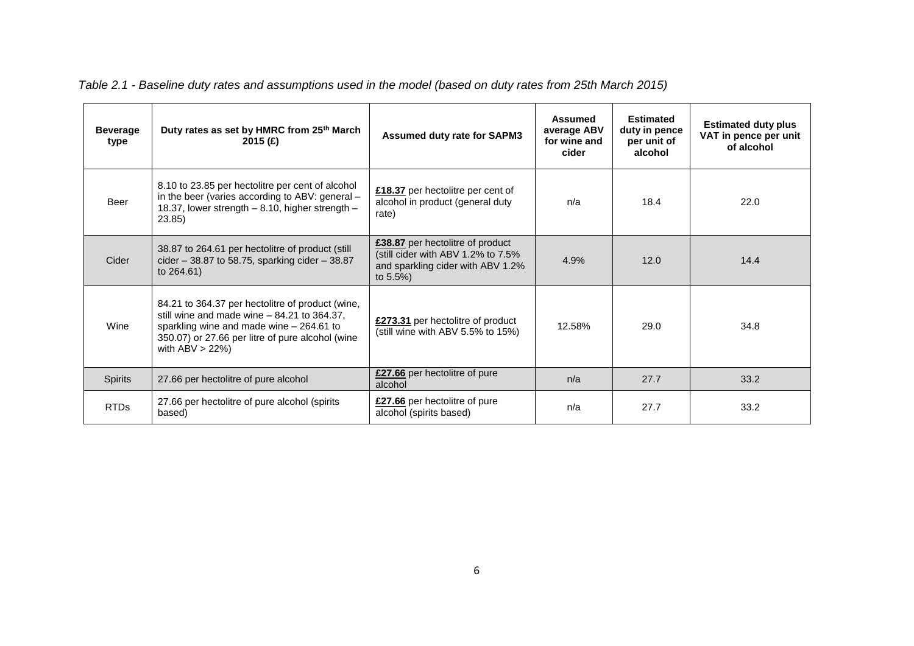*Table 2.1 - Baseline duty rates and assumptions used in the model (based on duty rates from 25th March 2015)*

| Beverage type | Duty rates as set by HMRC from 25th March 2015 (£) | Assumed duty rate for SAPM3 | Assumed average ABV for wine and cider | Estimated duty in pence per unit of alcohol | Estimated duty plus VAT in pence per unit of alcohol |
|---|---|---|---|---|---|
| Beer | 8.10 to 23.85 per hectolitre per cent of alcohol in the beer (varies according to ABV: general – 18.37, lower strength – 8.10, higher strength – 23.85) | **£18.37** per hectolitre per cent of alcohol in product (general duty rate) | n/a | 18.4 | 22.0 |
| Cider | 38.87 to 264.61 per hectolitre of product (still cider – 38.87 to 58.75, sparking cider – 38.87 to 264.61) | **£38.87** per hectolitre of product (still cider with ABV 1.2% to 7.5% and sparkling cider with ABV 1.2% to 5.5%) | 4.9% | 12.0 | 14.4 |
| Wine | 84.21 to 364.37 per hectolitre of product (wine, still wine and made wine – 84.21 to 364.37, sparkling wine and made wine – 264.61 to 350.07) or 27.66 per litre of pure alcohol (wine with ABV > 22%) | **£273.31** per hectolitre of product (still wine with ABV 5.5% to 15%) | 12.58% | 29.0 | 34.8 |
| Spirits | 27.66 per hectolitre of pure alcohol | **£27.66** per hectolitre of pure alcohol | n/a | 27.7 | 33.2 |
| RTDs | 27.66 per hectolitre of pure alcohol (spirits based) | **£27.66** per hectolitre of pure alcohol (spirits based) | n/a | 27.7 | 33.2 |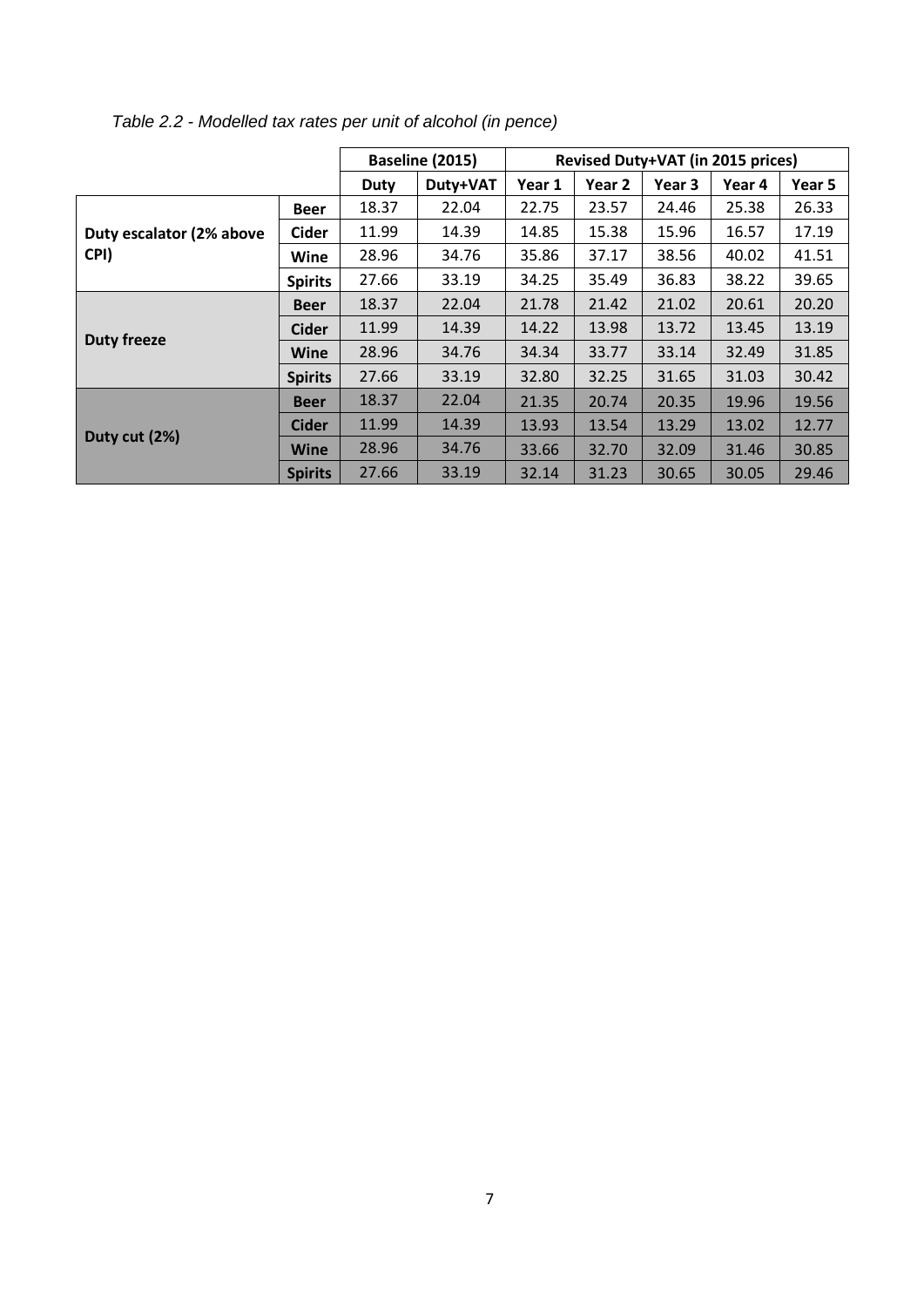*Table 2.2 - Modelled tax rates per unit of alcohol (in pence)*

| | | Baseline (2015) | | Revised Duty+VAT (in 2015 prices) | | | | |
|---|---|---|---|---|---|---|---|---|
| | | **Duty** | **Duty+VAT** | **Year 1** | **Year 2** | **Year 3** | **Year 4** | **Year 5** |
| **Duty escalator (2% above CPI)** | **Beer** | 18.37 | 22.04 | 22.75 | 23.57 | 24.46 | 25.38 | 26.33 |
| | **Cider** | 11.99 | 14.39 | 14.85 | 15.38 | 15.96 | 16.57 | 17.19 |
| | **Wine** | 28.96 | 34.76 | 35.86 | 37.17 | 38.56 | 40.02 | 41.51 |
| | **Spirits** | 27.66 | 33.19 | 34.25 | 35.49 | 36.83 | 38.22 | 39.65 |
| **Duty freeze** | **Beer** | 18.37 | 22.04 | 21.78 | 21.42 | 21.02 | 20.61 | 20.20 |
| | **Cider** | 11.99 | 14.39 | 14.22 | 13.98 | 13.72 | 13.45 | 13.19 |
| | **Wine** | 28.96 | 34.76 | 34.34 | 33.77 | 33.14 | 32.49 | 31.85 |
| | **Spirits** | 27.66 | 33.19 | 32.80 | 32.25 | 31.65 | 31.03 | 30.42 |
| **Duty cut (2%)** | **Beer** | 18.37 | 22.04 | 21.35 | 20.74 | 20.35 | 19.96 | 19.56 |
| | **Cider** | 11.99 | 14.39 | 13.93 | 13.54 | 13.29 | 13.02 | 12.77 |
| | **Wine** | 28.96 | 34.76 | 33.66 | 32.70 | 32.09 | 31.46 | 30.85 |
| | **Spirits** | 27.66 | 33.19 | 32.14 | 31.23 | 30.65 | 30.05 | 29.46 |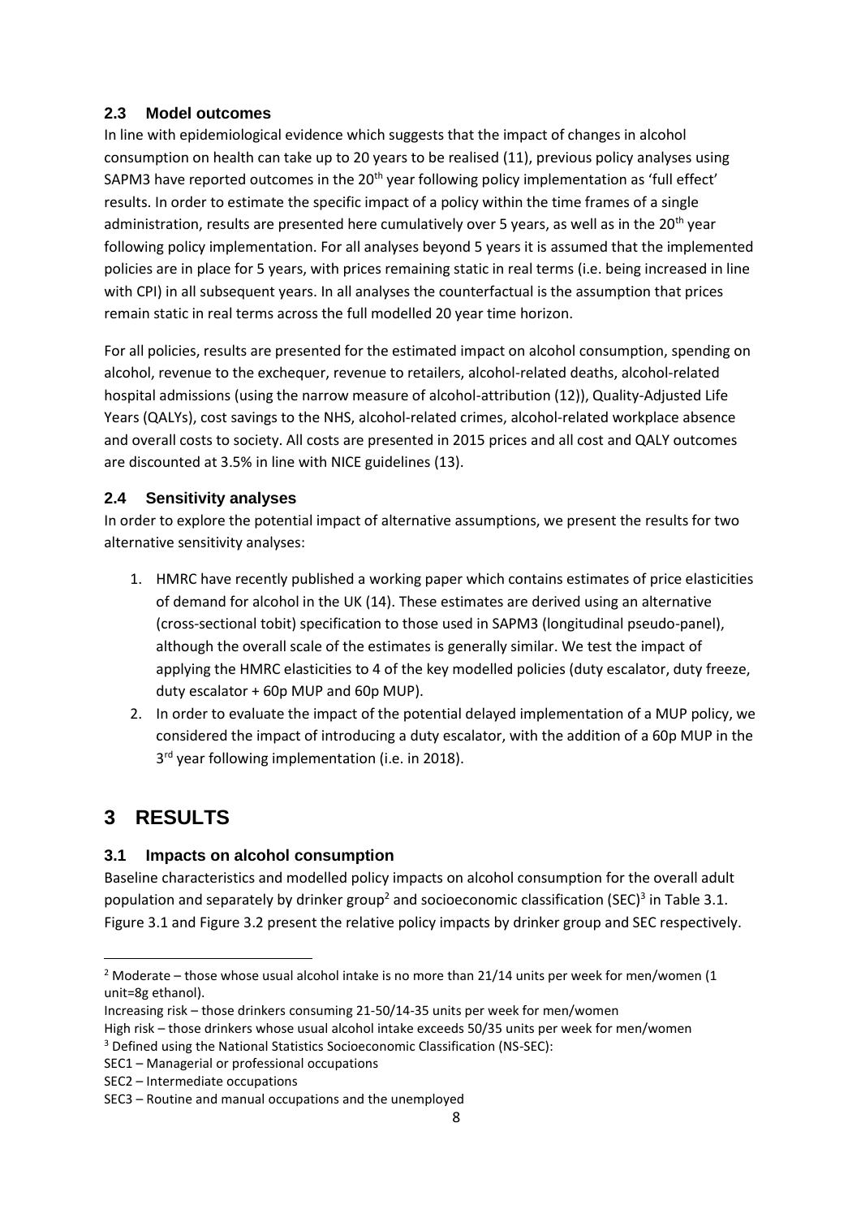### 2.3 Model outcomes

In line with epidemiological evidence which suggests that the impact of changes in alcohol consumption on health can take up to 20 years to be realised (11), previous policy analyses using SAPM3 have reported outcomes in the 20th year following policy implementation as 'full effect' results. In order to estimate the specific impact of a policy within the time frames of a single administration, results are presented here cumulatively over 5 years, as well as in the 20th year following policy implementation. For all analyses beyond 5 years it is assumed that the implemented policies are in place for 5 years, with prices remaining static in real terms (i.e. being increased in line with CPI) in all subsequent years. In all analyses the counterfactual is the assumption that prices remain static in real terms across the full modelled 20 year time horizon.

For all policies, results are presented for the estimated impact on alcohol consumption, spending on alcohol, revenue to the exchequer, revenue to retailers, alcohol-related deaths, alcohol-related hospital admissions (using the narrow measure of alcohol-attribution (12)), Quality-Adjusted Life Years (QALYs), cost savings to the NHS, alcohol-related crimes, alcohol-related workplace absence and overall costs to society. All costs are presented in 2015 prices and all cost and QALY outcomes are discounted at 3.5% in line with NICE guidelines (13).

### 2.4 Sensitivity analyses

In order to explore the potential impact of alternative assumptions, we present the results for two alternative sensitivity analyses:

1. HMRC have recently published a working paper which contains estimates of price elasticities of demand for alcohol in the UK (14). These estimates are derived using an alternative (cross-sectional tobit) specification to those used in SAPM3 (longitudinal pseudo-panel), although the overall scale of the estimates is generally similar. We test the impact of applying the HMRC elasticities to 4 of the key modelled policies (duty escalator, duty freeze, duty escalator + 60p MUP and 60p MUP).
2. In order to evaluate the impact of the potential delayed implementation of a MUP policy, we considered the impact of introducing a duty escalator, with the addition of a 60p MUP in the 3rd year following implementation (i.e. in 2018).

# 3 RESULTS

### 3.1 Impacts on alcohol consumption

Baseline characteristics and modelled policy impacts on alcohol consumption for the overall adult population and separately by drinker group[2] and socioeconomic classification (SEC)[3] in Table 3.1. Figure 3.1 and Figure 3.2 present the relative policy impacts by drinker group and SEC respectively.

---

[2] Moderate – those whose usual alcohol intake is no more than 21/14 units per week for men/women (1 unit=8g ethanol).
Increasing risk – those drinkers consuming 21-50/14-35 units per week for men/women
High risk – those drinkers whose usual alcohol intake exceeds 50/35 units per week for men/women

[3] Defined using the National Statistics Socioeconomic Classification (NS-SEC):
SEC1 – Managerial or professional occupations
SEC2 – Intermediate occupations
SEC3 – Routine and manual occupations and the unemployed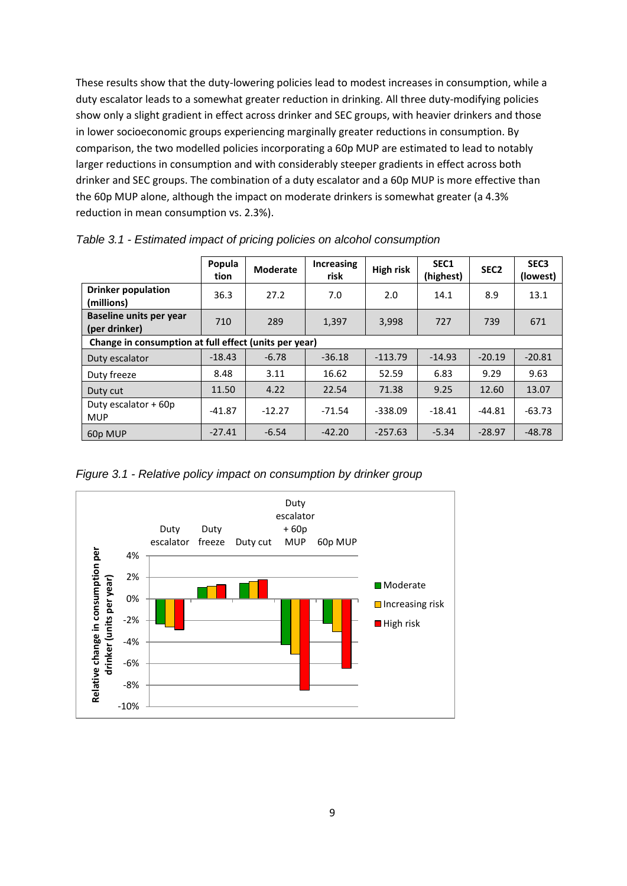These results show that the duty-lowering policies lead to modest increases in consumption, while a duty escalator leads to a somewhat greater reduction in drinking. All three duty-modifying policies show only a slight gradient in effect across drinker and SEC groups, with heavier drinkers and those in lower socioeconomic groups experiencing marginally greater reductions in consumption. By comparison, the two modelled policies incorporating a 60p MUP are estimated to lead to notably larger reductions in consumption and with considerably steeper gradients in effect across both drinker and SEC groups. The combination of a duty escalator and a 60p MUP is more effective than the 60p MUP alone, although the impact on moderate drinkers is somewhat greater (a 4.3% reduction in mean consumption vs. 2.3%).

*Table 3.1 - Estimated impact of pricing policies on alcohol consumption*

| | Population | Moderate | Increasing risk | High risk | SEC1 (highest) | SEC2 | SEC3 (lowest) |
|---|---|---|---|---|---|---|---|
| **Drinker population (millions)** | 36.3 | 27.2 | 7.0 | 2.0 | 14.1 | 8.9 | 13.1 |
| **Baseline units per year (per drinker)** | 710 | 289 | 1,397 | 3,998 | 727 | 739 | 671 |
| **Change in consumption at full effect (units per year)** | | | | | | | |
| Duty escalator | -18.43 | -6.78 | -36.18 | -113.79 | -14.93 | -20.19 | -20.81 |
| Duty freeze | 8.48 | 3.11 | 16.62 | 52.59 | 6.83 | 9.29 | 9.63 |
| Duty cut | 11.50 | 4.22 | 22.54 | 71.38 | 9.25 | 12.60 | 13.07 |
| Duty escalator + 60p MUP | -41.87 | -12.27 | -71.54 | -338.09 | -18.41 | -44.81 | -63.73 |
| 60p MUP | -27.41 | -6.54 | -42.20 | -257.63 | -5.34 | -28.97 | -48.78 |

*Figure 3.1 - Relative policy impact on consumption by drinker group*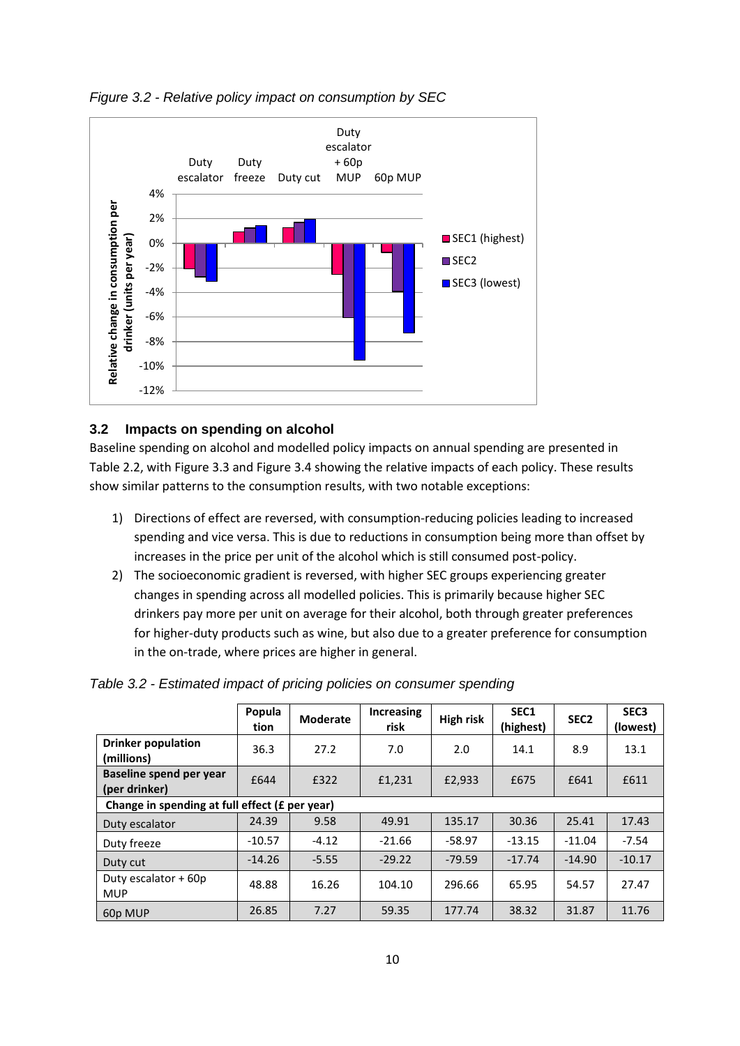*Figure 3.2 - Relative policy impact on consumption by SEC*

## 3.2 Impacts on spending on alcohol

Baseline spending on alcohol and modelled policy impacts on annual spending are presented in Table 2.2, with Figure 3.3 and Figure 3.4 showing the relative impacts of each policy. These results show similar patterns to the consumption results, with two notable exceptions:

1) Directions of effect are reversed, with consumption-reducing policies leading to increased spending and vice versa. This is due to reductions in consumption being more than offset by increases in the price per unit of the alcohol which is still consumed post-policy.
2) The socioeconomic gradient is reversed, with higher SEC groups experiencing greater changes in spending across all modelled policies. This is primarily because higher SEC drinkers pay more per unit on average for their alcohol, both through greater preferences for higher-duty products such as wine, but also due to a greater preference for consumption in the on-trade, where prices are higher in general.

*Table 3.2 - Estimated impact of pricing policies on consumer spending*

| | Population | Moderate | Increasing risk | High risk | SEC1 (highest) | SEC2 | SEC3 (lowest) |
|---|---|---|---|---|---|---|---|
| **Drinker population (millions)** | 36.3 | 27.2 | 7.0 | 2.0 | 14.1 | 8.9 | 13.1 |
| **Baseline spend per year (per drinker)** | £644 | £322 | £1,231 | £2,933 | £675 | £641 | £611 |
| **Change in spending at full effect (£ per year)** | | | | | | | |
| Duty escalator | 24.39 | 9.58 | 49.91 | 135.17 | 30.36 | 25.41 | 17.43 |
| Duty freeze | -10.57 | -4.12 | -21.66 | -58.97 | -13.15 | -11.04 | -7.54 |
| Duty cut | -14.26 | -5.55 | -29.22 | -79.59 | -17.74 | -14.90 | -10.17 |
| Duty escalator + 60p MUP | 48.88 | 16.26 | 104.10 | 296.66 | 65.95 | 54.57 | 27.47 |
| 60p MUP | 26.85 | 7.27 | 59.35 | 177.74 | 38.32 | 31.87 | 11.76 |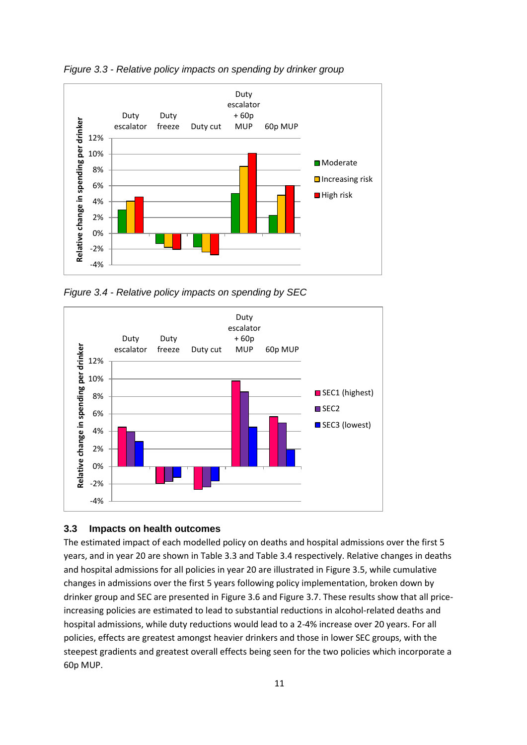*Figure 3.3 - Relative policy impacts on spending by drinker group*

*Figure 3.4 - Relative policy impacts on spending by SEC*

### 3.3 Impacts on health outcomes

The estimated impact of each modelled policy on deaths and hospital admissions over the first 5 years, and in year 20 are shown in Table 3.3 and Table 3.4 respectively. Relative changes in deaths and hospital admissions for all policies in year 20 are illustrated in Figure 3.5, while cumulative changes in admissions over the first 5 years following policy implementation, broken down by drinker group and SEC are presented in Figure 3.6 and Figure 3.7. These results show that all price-increasing policies are estimated to lead to substantial reductions in alcohol-related deaths and hospital admissions, while duty reductions would lead to a 2-4% increase over 20 years. For all policies, effects are greatest amongst heavier drinkers and those in lower SEC groups, with the steepest gradients and greatest overall effects being seen for the two policies which incorporate a 60p MUP.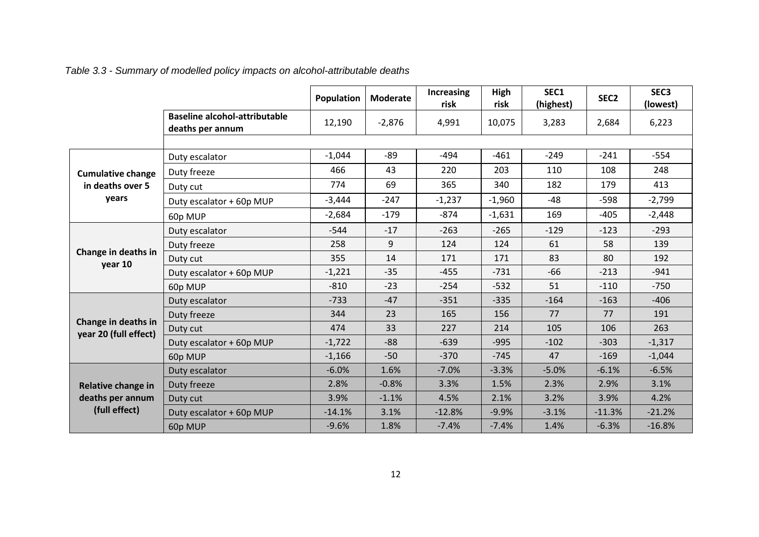*Table 3.3 - Summary of modelled policy impacts on alcohol-attributable deaths*

| | | Population | Moderate | Increasing risk | High risk | SEC1 (highest) | SEC2 | SEC3 (lowest) |
|---|---|---|---|---|---|---|---|---|
| | **Baseline alcohol-attributable deaths per annum** | 12,190 | -2,876 | 4,991 | 10,075 | 3,283 | 2,684 | 6,223 |
| **Cumulative change in deaths over 5 years** | Duty escalator | -1,044 | -89 | -494 | -461 | -249 | -241 | -554 |
| | Duty freeze | 466 | 43 | 220 | 203 | 110 | 108 | 248 |
| | Duty cut | 774 | 69 | 365 | 340 | 182 | 179 | 413 |
| | Duty escalator + 60p MUP | -3,444 | -247 | -1,237 | -1,960 | -48 | -598 | -2,799 |
| | 60p MUP | -2,684 | -179 | -874 | -1,631 | 169 | -405 | -2,448 |
| **Change in deaths in year 10** | Duty escalator | -544 | -17 | -263 | -265 | -129 | -123 | -293 |
| | Duty freeze | 258 | 9 | 124 | 124 | 61 | 58 | 139 |
| | Duty cut | 355 | 14 | 171 | 171 | 83 | 80 | 192 |
| | Duty escalator + 60p MUP | -1,221 | -35 | -455 | -731 | -66 | -213 | -941 |
| | 60p MUP | -810 | -23 | -254 | -532 | 51 | -110 | -750 |
| **Change in deaths in year 20 (full effect)** | Duty escalator | -733 | -47 | -351 | -335 | -164 | -163 | -406 |
| | Duty freeze | 344 | 23 | 165 | 156 | 77 | 77 | 191 |
| | Duty cut | 474 | 33 | 227 | 214 | 105 | 106 | 263 |
| | Duty escalator + 60p MUP | -1,722 | -88 | -639 | -995 | -102 | -303 | -1,317 |
| | 60p MUP | -1,166 | -50 | -370 | -745 | 47 | -169 | -1,044 |
| **Relative change in deaths per annum (full effect)** | Duty escalator | -6.0% | 1.6% | -7.0% | -3.3% | -5.0% | -6.1% | -6.5% |
| | Duty freeze | 2.8% | -0.8% | 3.3% | 1.5% | 2.3% | 2.9% | 3.1% |
| | Duty cut | 3.9% | -1.1% | 4.5% | 2.1% | 3.2% | 3.9% | 4.2% |
| | Duty escalator + 60p MUP | -14.1% | 3.1% | -12.8% | -9.9% | -3.1% | -11.3% | -21.2% |
| | 60p MUP | -9.6% | 1.8% | -7.4% | -7.4% | 1.4% | -6.3% | -16.8% |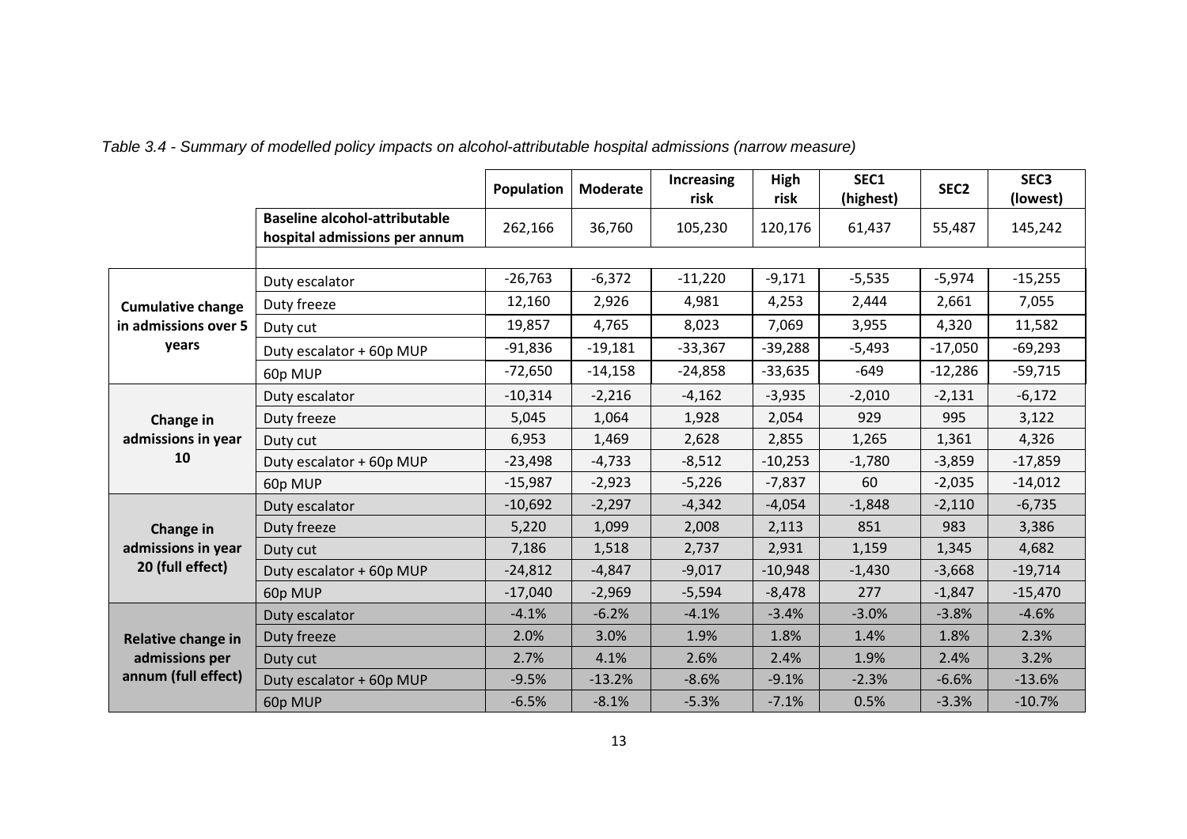*Table 3.4 - Summary of modelled policy impacts on alcohol-attributable hospital admissions (narrow measure)*

| | | Population | Moderate | Increasing risk | High risk | SEC1 (highest) | SEC2 | SEC3 (lowest) |
|---|---|---|---|---|---|---|---|---|
| | **Baseline alcohol-attributable hospital admissions per annum** | 262,166 | 36,760 | 105,230 | 120,176 | 61,437 | 55,487 | 145,242 |
| **Cumulative change in admissions over 5 years** | Duty escalator | -26,763 | -6,372 | -11,220 | -9,171 | -5,535 | -5,974 | -15,255 |
| | Duty freeze | 12,160 | 2,926 | 4,981 | 4,253 | 2,444 | 2,661 | 7,055 |
| | Duty cut | 19,857 | 4,765 | 8,023 | 7,069 | 3,955 | 4,320 | 11,582 |
| | Duty escalator + 60p MUP | -91,836 | -19,181 | -33,367 | -39,288 | -5,493 | -17,050 | -69,293 |
| | 60p MUP | -72,650 | -14,158 | -24,858 | -33,635 | -649 | -12,286 | -59,715 |
| **Change in admissions in year 10** | Duty escalator | -10,314 | -2,216 | -4,162 | -3,935 | -2,010 | -2,131 | -6,172 |
| | Duty freeze | 5,045 | 1,064 | 1,928 | 2,054 | 929 | 995 | 3,122 |
| | Duty cut | 6,953 | 1,469 | 2,628 | 2,855 | 1,265 | 1,361 | 4,326 |
| | Duty escalator + 60p MUP | -23,498 | -4,733 | -8,512 | -10,253 | -1,780 | -3,859 | -17,859 |
| | 60p MUP | -15,987 | -2,923 | -5,226 | -7,837 | 60 | -2,035 | -14,012 |
| **Change in admissions in year 20 (full effect)** | Duty escalator | -10,692 | -2,297 | -4,342 | -4,054 | -1,848 | -2,110 | -6,735 |
| | Duty freeze | 5,220 | 1,099 | 2,008 | 2,113 | 851 | 983 | 3,386 |
| | Duty cut | 7,186 | 1,518 | 2,737 | 2,931 | 1,159 | 1,345 | 4,682 |
| | Duty escalator + 60p MUP | -24,812 | -4,847 | -9,017 | -10,948 | -1,430 | -3,668 | -19,714 |
| | 60p MUP | -17,040 | -2,969 | -5,594 | -8,478 | 277 | -1,847 | -15,470 |
| **Relative change in admissions per annum (full effect)** | Duty escalator | -4.1% | -6.2% | -4.1% | -3.4% | -3.0% | -3.8% | -4.6% |
| | Duty freeze | 2.0% | 3.0% | 1.9% | 1.8% | 1.4% | 1.8% | 2.3% |
| | Duty cut | 2.7% | 4.1% | 2.6% | 2.4% | 1.9% | 2.4% | 3.2% |
| | Duty escalator + 60p MUP | -9.5% | -13.2% | -8.6% | -9.1% | -2.3% | -6.6% | -13.6% |
| | 60p MUP | -6.5% | -8.1% | -5.3% | -7.1% | 0.5% | -3.3% | -10.7% |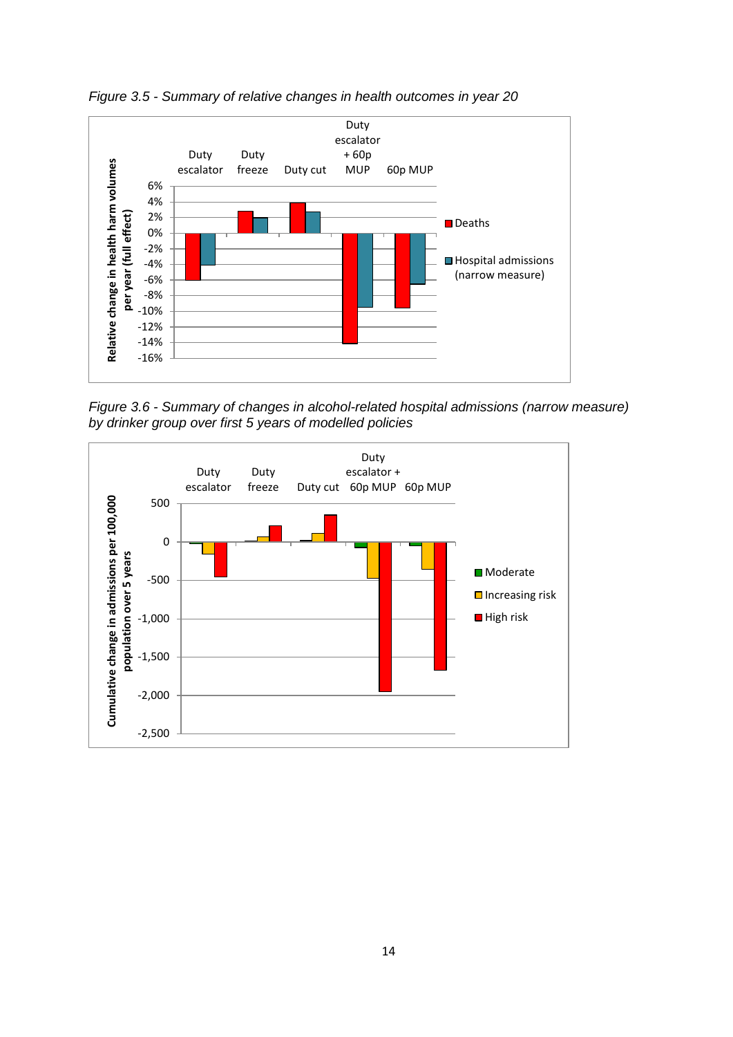*Figure 3.5 - Summary of relative changes in health outcomes in year 20*

*Figure 3.6 - Summary of changes in alcohol-related hospital admissions (narrow measure) by drinker group over first 5 years of modelled policies*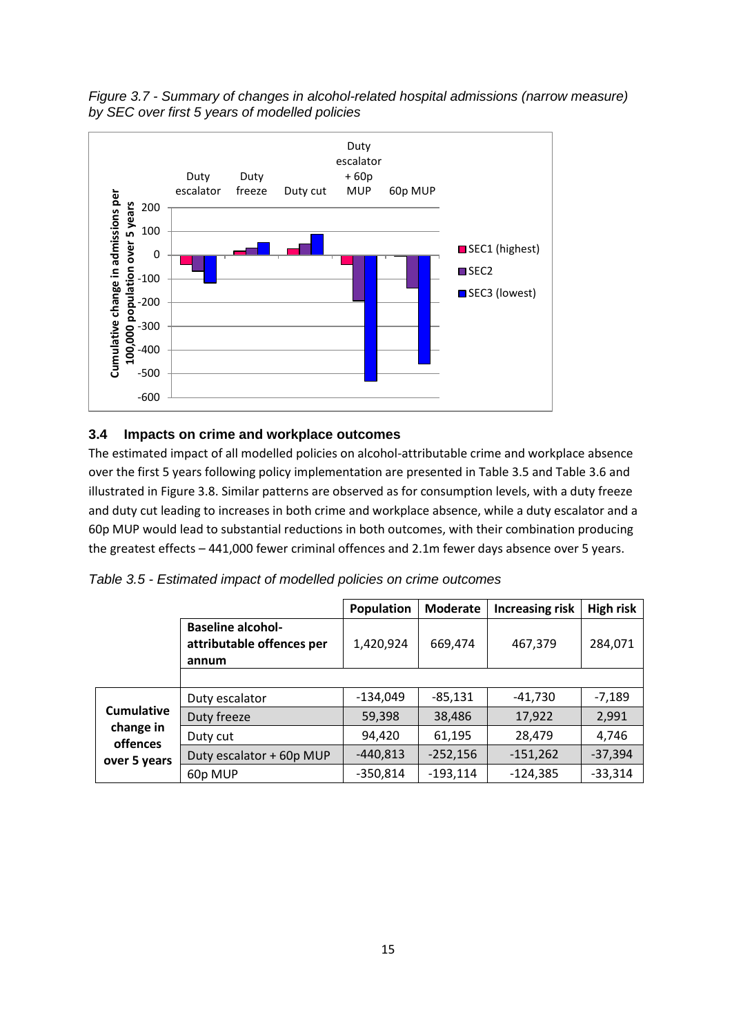*Figure 3.7 - Summary of changes in alcohol-related hospital admissions (narrow measure) by SEC over first 5 years of modelled policies*

### 3.4 Impacts on crime and workplace outcomes

The estimated impact of all modelled policies on alcohol-attributable crime and workplace absence over the first 5 years following policy implementation are presented in Table 3.5 and Table 3.6 and illustrated in Figure 3.8. Similar patterns are observed as for consumption levels, with a duty freeze and duty cut leading to increases in both crime and workplace absence, while a duty escalator and a 60p MUP would lead to substantial reductions in both outcomes, with their combination producing the greatest effects – 441,000 fewer criminal offences and 2.1m fewer days absence over 5 years.

*Table 3.5 - Estimated impact of modelled policies on crime outcomes*

| | | Population | Moderate | Increasing risk | High risk |
|---|---|---|---|---|---|
| | **Baseline alcohol-attributable offences per annum** | 1,420,924 | 669,474 | 467,379 | 284,071 |
| **Cumulative change in offences over 5 years** | Duty escalator | -134,049 | -85,131 | -41,730 | -7,189 |
| | Duty freeze | 59,398 | 38,486 | 17,922 | 2,991 |
| | Duty cut | 94,420 | 61,195 | 28,479 | 4,746 |
| | Duty escalator + 60p MUP | -440,813 | -252,156 | -151,262 | -37,394 |
| | 60p MUP | -350,814 | -193,114 | -124,385 | -33,314 |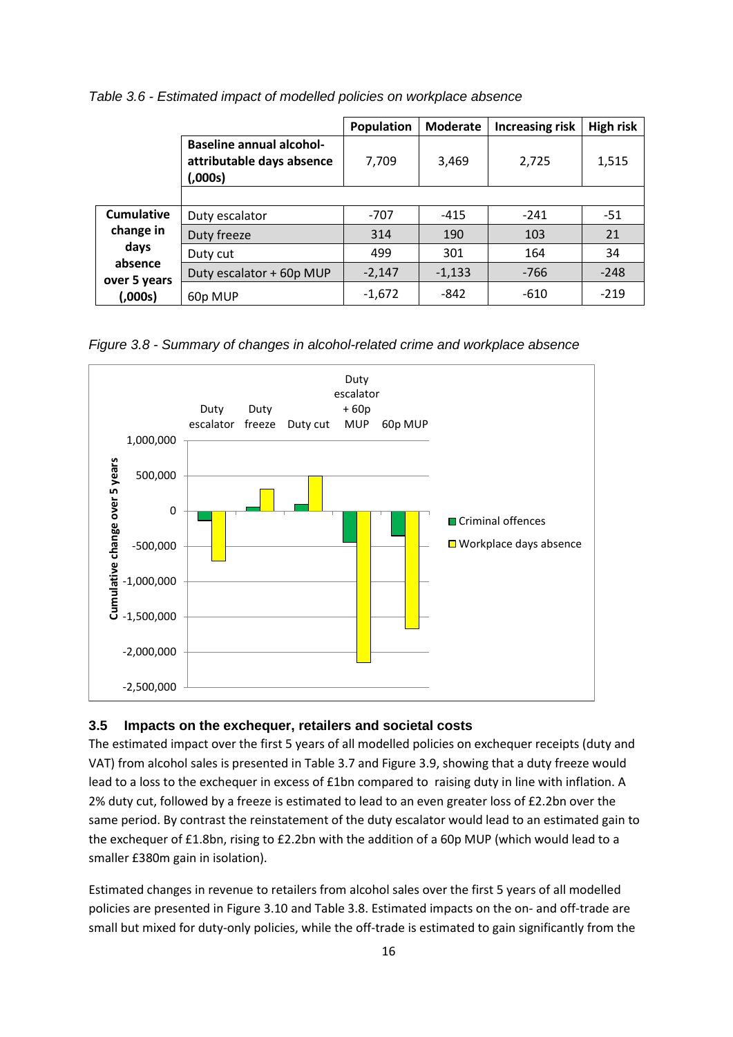*Table 3.6 - Estimated impact of modelled policies on workplace absence*

| | | Population | Moderate | Increasing risk | High risk |
|---|---|---|---|---|---|
| | **Baseline annual alcohol-attributable days absence (,000s)** | 7,709 | 3,469 | 2,725 | 1,515 |
| | | | | | |
| **Cumulative change in days absence over 5 years (,000s)** | Duty escalator | -707 | -415 | -241 | -51 |
| | Duty freeze | 314 | 190 | 103 | 21 |
| | Duty cut | 499 | 301 | 164 | 34 |
| | Duty escalator + 60p MUP | -2,147 | -1,133 | -766 | -248 |
| | 60p MUP | -1,672 | -842 | -610 | -219 |

*Figure 3.8 - Summary of changes in alcohol-related crime and workplace absence*

### 3.5 Impacts on the exchequer, retailers and societal costs

The estimated impact over the first 5 years of all modelled policies on exchequer receipts (duty and VAT) from alcohol sales is presented in Table 3.7 and Figure 3.9, showing that a duty freeze would lead to a loss to the exchequer in excess of £1bn compared to raising duty in line with inflation. A 2% duty cut, followed by a freeze is estimated to lead to an even greater loss of £2.2bn over the same period. By contrast the reinstatement of the duty escalator would lead to an estimated gain to the exchequer of £1.8bn, rising to £2.2bn with the addition of a 60p MUP (which would lead to a smaller £380m gain in isolation).

Estimated changes in revenue to retailers from alcohol sales over the first 5 years of all modelled policies are presented in Figure 3.10 and Table 3.8. Estimated impacts on the on- and off-trade are small but mixed for duty-only policies, while the off-trade is estimated to gain significantly from the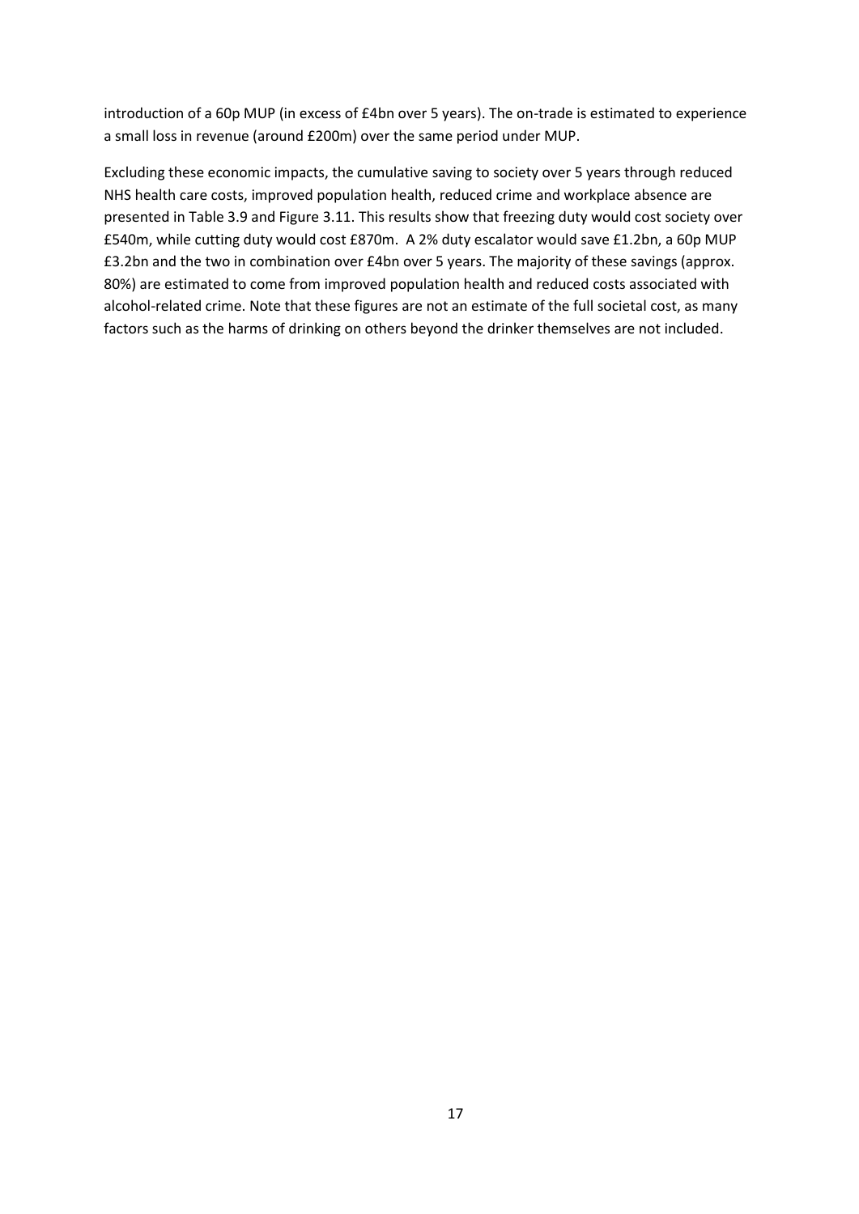introduction of a 60p MUP (in excess of £4bn over 5 years). The on-trade is estimated to experience a small loss in revenue (around £200m) over the same period under MUP.

Excluding these economic impacts, the cumulative saving to society over 5 years through reduced NHS health care costs, improved population health, reduced crime and workplace absence are presented in Table 3.9 and Figure 3.11. This results show that freezing duty would cost society over £540m, while cutting duty would cost £870m. A 2% duty escalator would save £1.2bn, a 60p MUP £3.2bn and the two in combination over £4bn over 5 years. The majority of these savings (approx. 80%) are estimated to come from improved population health and reduced costs associated with alcohol-related crime. Note that these figures are not an estimate of the full societal cost, as many factors such as the harms of drinking on others beyond the drinker themselves are not included.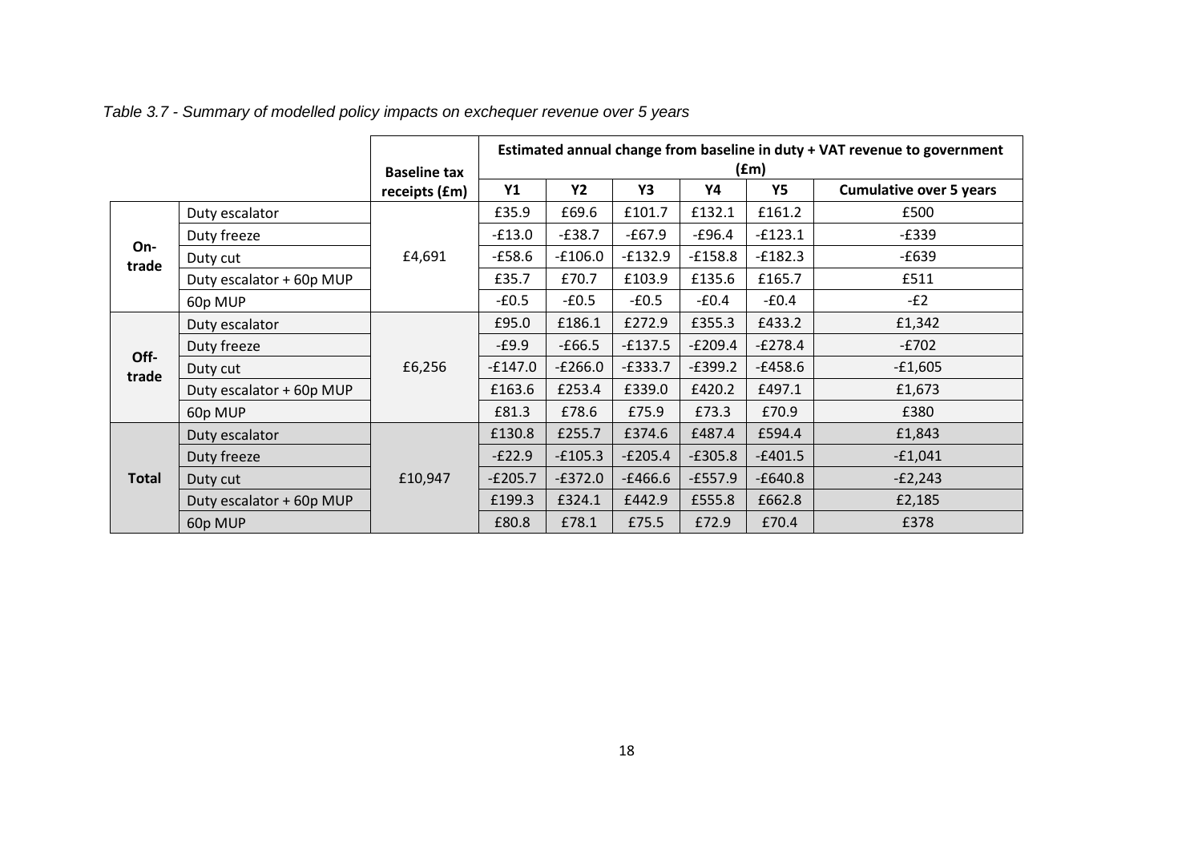*Table 3.7 - Summary of modelled policy impacts on exchequer revenue over 5 years*

| | | Baseline tax receipts (£m) | Estimated annual change from baseline in duty + VAT revenue to government (£m) | | | | | |
|---|---|---|---|---|---|---|---|---|
| | | | Y1 | Y2 | Y3 | Y4 | Y5 | Cumulative over 5 years |
| On-trade | Duty escalator | £4,691 | £35.9 | £69.6 | £101.7 | £132.1 | £161.2 | £500 |
| | Duty freeze | | -£13.0 | -£38.7 | -£67.9 | -£96.4 | -£123.1 | -£339 |
| | Duty cut | | -£58.6 | -£106.0 | -£132.9 | -£158.8 | -£182.3 | -£639 |
| | Duty escalator + 60p MUP | | £35.7 | £70.7 | £103.9 | £135.6 | £165.7 | £511 |
| | 60p MUP | | -£0.5 | -£0.5 | -£0.5 | -£0.4 | -£0.4 | -£2 |
| Off-trade | Duty escalator | £6,256 | £95.0 | £186.1 | £272.9 | £355.3 | £433.2 | £1,342 |
| | Duty freeze | | -£9.9 | -£66.5 | -£137.5 | -£209.4 | -£278.4 | -£702 |
| | Duty cut | | -£147.0 | -£266.0 | -£333.7 | -£399.2 | -£458.6 | -£1,605 |
| | Duty escalator + 60p MUP | | £163.6 | £253.4 | £339.0 | £420.2 | £497.1 | £1,673 |
| | 60p MUP | | £81.3 | £78.6 | £75.9 | £73.3 | £70.9 | £380 |
| Total | Duty escalator | £10,947 | £130.8 | £255.7 | £374.6 | £487.4 | £594.4 | £1,843 |
| | Duty freeze | | -£22.9 | -£105.3 | -£205.4 | -£305.8 | -£401.5 | -£1,041 |
| | Duty cut | | -£205.7 | -£372.0 | -£466.6 | -£557.9 | -£640.8 | -£2,243 |
| | Duty escalator + 60p MUP | | £199.3 | £324.1 | £442.9 | £555.8 | £662.8 | £2,185 |
| | 60p MUP | | £80.8 | £78.1 | £75.5 | £72.9 | £70.4 | £378 |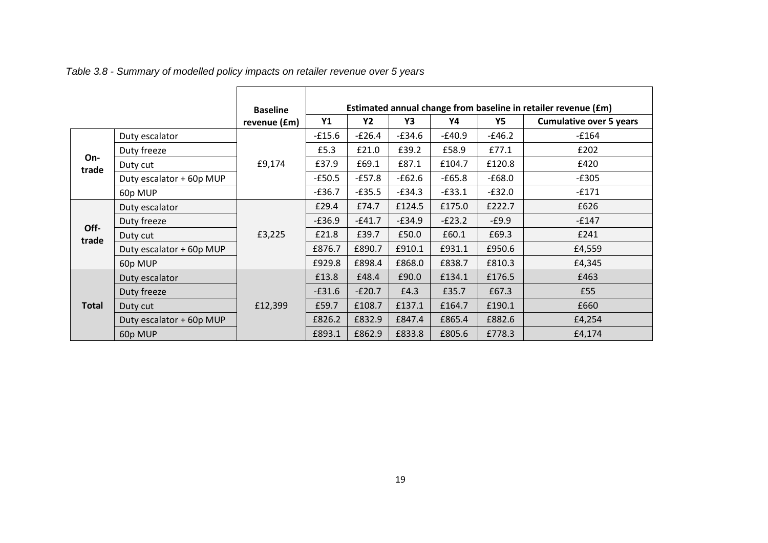*Table 3.8 - Summary of modelled policy impacts on retailer revenue over 5 years*

| | | Baseline revenue (£m) | Estimated annual change from baseline in retailer revenue (£m) | | | | | |
|---|---|---|---|---|---|---|---|---|
| | | | Y1 | Y2 | Y3 | Y4 | Y5 | Cumulative over 5 years |
| On-trade | Duty escalator | £9,174 | -£15.6 | -£26.4 | -£34.6 | -£40.9 | -£46.2 | -£164 |
| | Duty freeze | | £5.3 | £21.0 | £39.2 | £58.9 | £77.1 | £202 |
| | Duty cut | | £37.9 | £69.1 | £87.1 | £104.7 | £120.8 | £420 |
| | Duty escalator + 60p MUP | | -£50.5 | -£57.8 | -£62.6 | -£65.8 | -£68.0 | -£305 |
| | 60p MUP | | -£36.7 | -£35.5 | -£34.3 | -£33.1 | -£32.0 | -£171 |
| Off-trade | Duty escalator | £3,225 | £29.4 | £74.7 | £124.5 | £175.0 | £222.7 | £626 |
| | Duty freeze | | -£36.9 | -£41.7 | -£34.9 | -£23.2 | -£9.9 | -£147 |
| | Duty cut | | £21.8 | £39.7 | £50.0 | £60.1 | £69.3 | £241 |
| | Duty escalator + 60p MUP | | £876.7 | £890.7 | £910.1 | £931.1 | £950.6 | £4,559 |
| | 60p MUP | | £929.8 | £898.4 | £868.0 | £838.7 | £810.3 | £4,345 |
| Total | Duty escalator | £12,399 | £13.8 | £48.4 | £90.0 | £134.1 | £176.5 | £463 |
| | Duty freeze | | -£31.6 | -£20.7 | £4.3 | £35.7 | £67.3 | £55 |
| | Duty cut | | £59.7 | £108.7 | £137.1 | £164.7 | £190.1 | £660 |
| | Duty escalator + 60p MUP | | £826.2 | £832.9 | £847.4 | £865.4 | £882.6 | £4,254 |
| | 60p MUP | | £893.1 | £862.9 | £833.8 | £805.6 | £778.3 | £4,174 |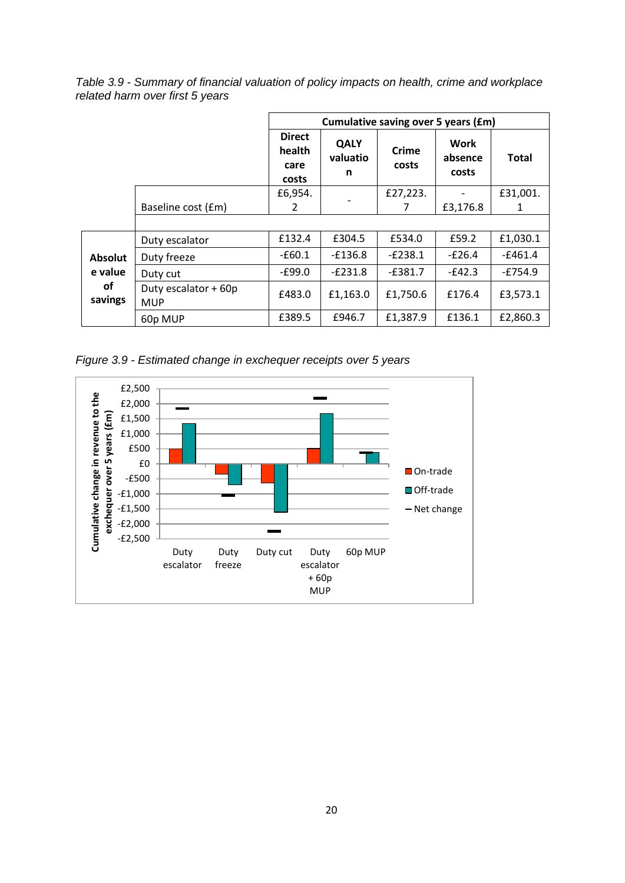*Table 3.9 - Summary of financial valuation of policy impacts on health, crime and workplace related harm over first 5 years*

| | | Cumulative saving over 5 years (£m) | | | | |
|---|---|---|---|---|---|---|
| | | **Direct health care costs** | **QALY valuation** | **Crime costs** | **Work absence costs** | **Total** |
| | Baseline cost (£m) | £6,954.2 | - | £27,223.7 | - £3,176.8 | £31,001.1 |
| **Absolute value of savings** | Duty escalator | £132.4 | £304.5 | £534.0 | £59.2 | £1,030.1 |
| | Duty freeze | -£60.1 | -£136.8 | -£238.1 | -£26.4 | -£461.4 |
| | Duty cut | -£99.0 | -£231.8 | -£381.7 | -£42.3 | -£754.9 |
| | Duty escalator + 60p MUP | £483.0 | £1,163.0 | £1,750.6 | £176.4 | £3,573.1 |
| | 60p MUP | £389.5 | £946.7 | £1,387.9 | £136.1 | £2,860.3 |

*Figure 3.9 - Estimated change in exchequer receipts over 5 years*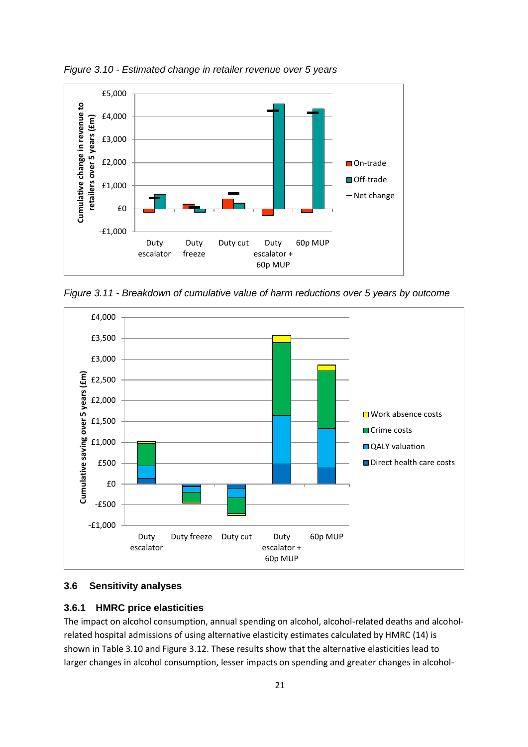*Figure 3.10 - Estimated change in retailer revenue over 5 years*

*Figure 3.11 - Breakdown of cumulative value of harm reductions over 5 years by outcome*

### 3.6 Sensitivity analyses

#### 3.6.1 HMRC price elasticities

The impact on alcohol consumption, annual spending on alcohol, alcohol-related deaths and alcohol-related hospital admissions of using alternative elasticity estimates calculated by HMRC (14) is shown in Table 3.10 and Figure 3.12. These results show that the alternative elasticities lead to larger changes in alcohol consumption, lesser impacts on spending and greater changes in alcohol-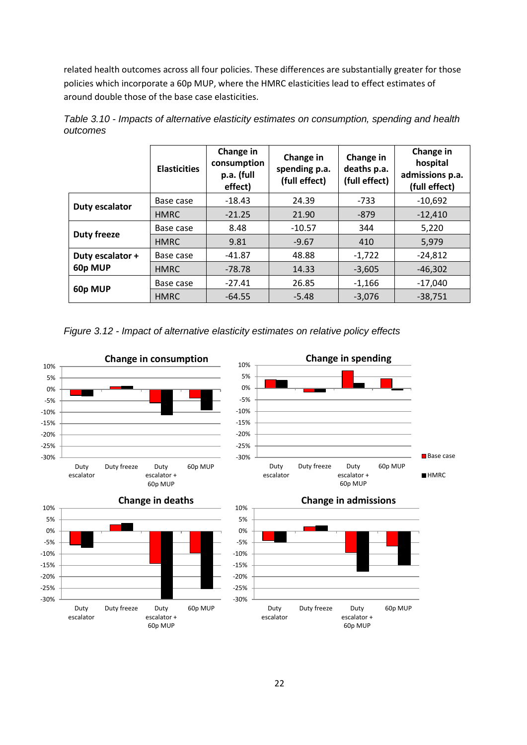related health outcomes across all four policies. These differences are substantially greater for those policies which incorporate a 60p MUP, where the HMRC elasticities lead to effect estimates of around double those of the base case elasticities.

*Table 3.10 - Impacts of alternative elasticity estimates on consumption, spending and health outcomes*

| | Elasticities | Change in consumption p.a. (full effect) | Change in spending p.a. (full effect) | Change in deaths p.a. (full effect) | Change in hospital admissions p.a. (full effect) |
|---|---|---|---|---|---|
| **Duty escalator** | Base case | -18.43 | 24.39 | -733 | -10,692 |
| | HMRC | -21.25 | 21.90 | -879 | -12,410 |
| **Duty freeze** | Base case | 8.48 | -10.57 | 344 | 5,220 |
| | HMRC | 9.81 | -9.67 | 410 | 5,979 |
| **Duty escalator + 60p MUP** | Base case | -41.87 | 48.88 | -1,722 | -24,812 |
| | HMRC | -78.78 | 14.33 | -3,605 | -46,302 |
| **60p MUP** | Base case | -27.41 | 26.85 | -1,166 | -17,040 |
| | HMRC | -64.55 | -5.48 | -3,076 | -38,751 |

*Figure 3.12 - Impact of alternative elasticity estimates on relative policy effects*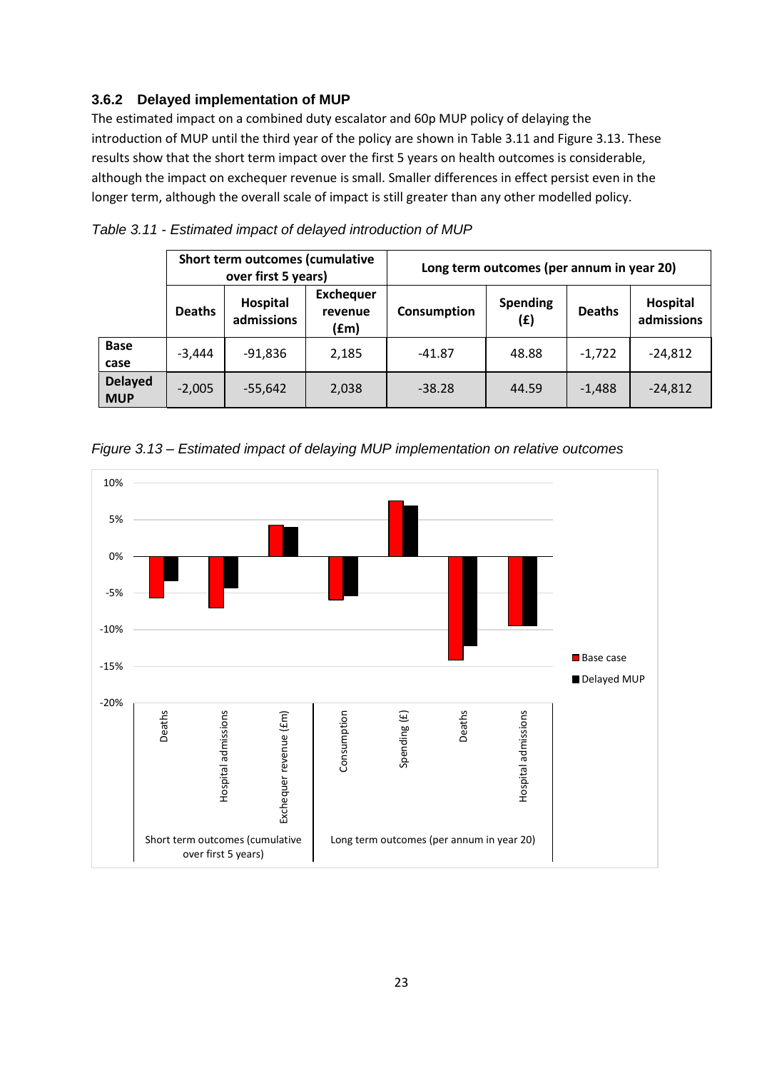### 3.6.2 Delayed implementation of MUP

The estimated impact on a combined duty escalator and 60p MUP policy of delaying the introduction of MUP until the third year of the policy are shown in Table 3.11 and Figure 3.13. These results show that the short term impact over the first 5 years on health outcomes is considerable, although the impact on exchequer revenue is small. Smaller differences in effect persist even in the longer term, although the overall scale of impact is still greater than any other modelled policy.

*Table 3.11 - Estimated impact of delayed introduction of MUP*

| | Short term outcomes (cumulative over first 5 years) | | | Long term outcomes (per annum in year 20) | | | |
|---|---|---|---|---|---|---|---|
| | Deaths | Hospital admissions | Exchequer revenue (£m) | Consumption | Spending (£) | Deaths | Hospital admissions |
| **Base case** | -3,444 | -91,836 | 2,185 | -41.87 | 48.88 | -1,722 | -24,812 |
| **Delayed MUP** | -2,005 | -55,642 | 2,038 | -38.28 | 44.59 | -1,488 | -24,812 |

*Figure 3.13 – Estimated impact of delaying MUP implementation on relative outcomes*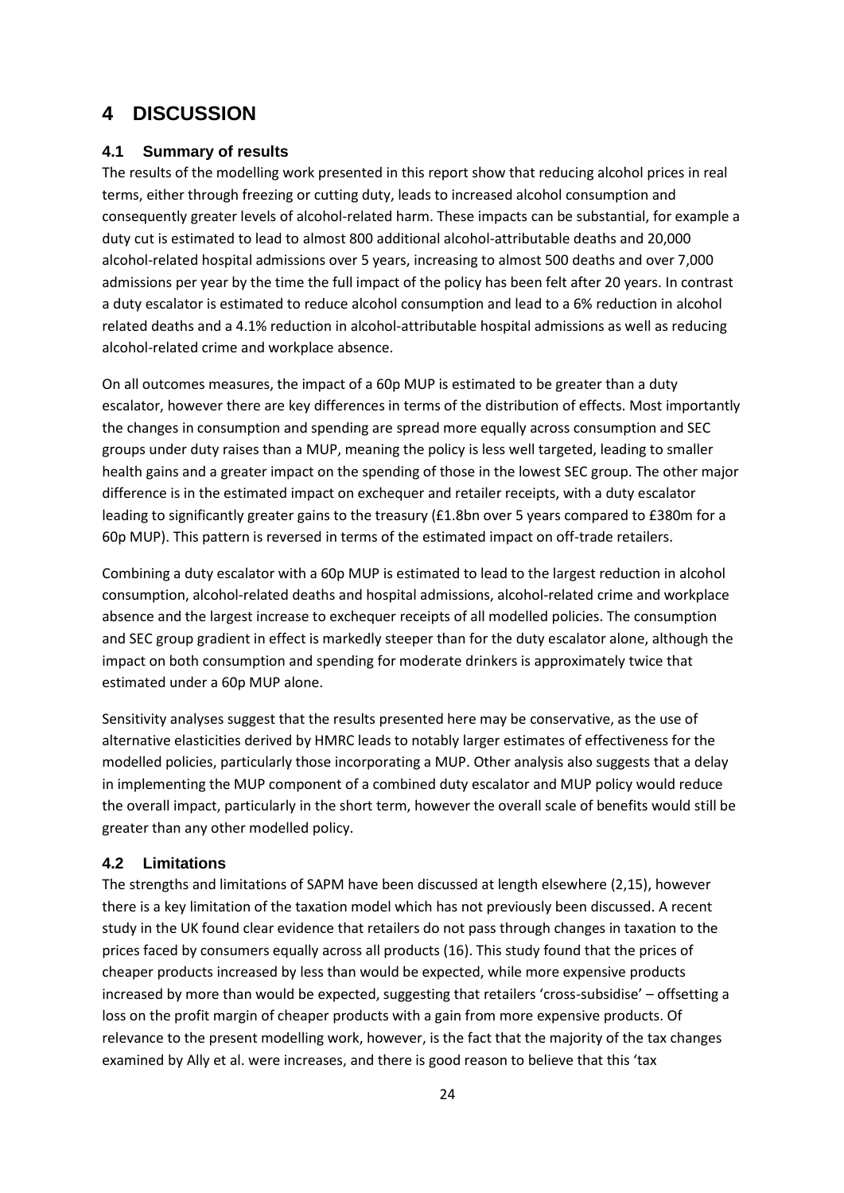# 4 DISCUSSION

## 4.1 Summary of results

The results of the modelling work presented in this report show that reducing alcohol prices in real terms, either through freezing or cutting duty, leads to increased alcohol consumption and consequently greater levels of alcohol-related harm. These impacts can be substantial, for example a duty cut is estimated to lead to almost 800 additional alcohol-attributable deaths and 20,000 alcohol-related hospital admissions over 5 years, increasing to almost 500 deaths and over 7,000 admissions per year by the time the full impact of the policy has been felt after 20 years. In contrast a duty escalator is estimated to reduce alcohol consumption and lead to a 6% reduction in alcohol related deaths and a 4.1% reduction in alcohol-attributable hospital admissions as well as reducing alcohol-related crime and workplace absence.

On all outcomes measures, the impact of a 60p MUP is estimated to be greater than a duty escalator, however there are key differences in terms of the distribution of effects. Most importantly the changes in consumption and spending are spread more equally across consumption and SEC groups under duty raises than a MUP, meaning the policy is less well targeted, leading to smaller health gains and a greater impact on the spending of those in the lowest SEC group. The other major difference is in the estimated impact on exchequer and retailer receipts, with a duty escalator leading to significantly greater gains to the treasury (£1.8bn over 5 years compared to £380m for a 60p MUP). This pattern is reversed in terms of the estimated impact on off-trade retailers.

Combining a duty escalator with a 60p MUP is estimated to lead to the largest reduction in alcohol consumption, alcohol-related deaths and hospital admissions, alcohol-related crime and workplace absence and the largest increase to exchequer receipts of all modelled policies. The consumption and SEC group gradient in effect is markedly steeper than for the duty escalator alone, although the impact on both consumption and spending for moderate drinkers is approximately twice that estimated under a 60p MUP alone.

Sensitivity analyses suggest that the results presented here may be conservative, as the use of alternative elasticities derived by HMRC leads to notably larger estimates of effectiveness for the modelled policies, particularly those incorporating a MUP. Other analysis also suggests that a delay in implementing the MUP component of a combined duty escalator and MUP policy would reduce the overall impact, particularly in the short term, however the overall scale of benefits would still be greater than any other modelled policy.

## 4.2 Limitations

The strengths and limitations of SAPM have been discussed at length elsewhere (2,15), however there is a key limitation of the taxation model which has not previously been discussed. A recent study in the UK found clear evidence that retailers do not pass through changes in taxation to the prices faced by consumers equally across all products (16). This study found that the prices of cheaper products increased by less than would be expected, while more expensive products increased by more than would be expected, suggesting that retailers 'cross-subsidise' – offsetting a loss on the profit margin of cheaper products with a gain from more expensive products. Of relevance to the present modelling work, however, is the fact that the majority of the tax changes examined by Ally et al. were increases, and there is good reason to believe that this 'tax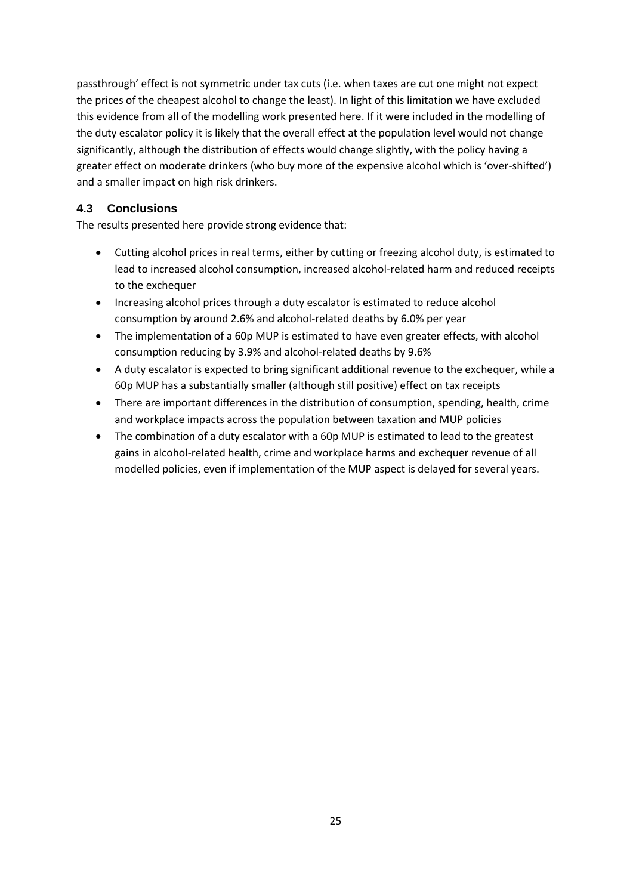passthrough' effect is not symmetric under tax cuts (i.e. when taxes are cut one might not expect the prices of the cheapest alcohol to change the least). In light of this limitation we have excluded this evidence from all of the modelling work presented here. If it were included in the modelling of the duty escalator policy it is likely that the overall effect at the population level would not change significantly, although the distribution of effects would change slightly, with the policy having a greater effect on moderate drinkers (who buy more of the expensive alcohol which is 'over-shifted') and a smaller impact on high risk drinkers.

### 4.3 Conclusions

The results presented here provide strong evidence that:

- Cutting alcohol prices in real terms, either by cutting or freezing alcohol duty, is estimated to lead to increased alcohol consumption, increased alcohol-related harm and reduced receipts to the exchequer
- Increasing alcohol prices through a duty escalator is estimated to reduce alcohol consumption by around 2.6% and alcohol-related deaths by 6.0% per year
- The implementation of a 60p MUP is estimated to have even greater effects, with alcohol consumption reducing by 3.9% and alcohol-related deaths by 9.6%
- A duty escalator is expected to bring significant additional revenue to the exchequer, while a 60p MUP has a substantially smaller (although still positive) effect on tax receipts
- There are important differences in the distribution of consumption, spending, health, crime and workplace impacts across the population between taxation and MUP policies
- The combination of a duty escalator with a 60p MUP is estimated to lead to the greatest gains in alcohol-related health, crime and workplace harms and exchequer revenue of all modelled policies, even if implementation of the MUP aspect is delayed for several years.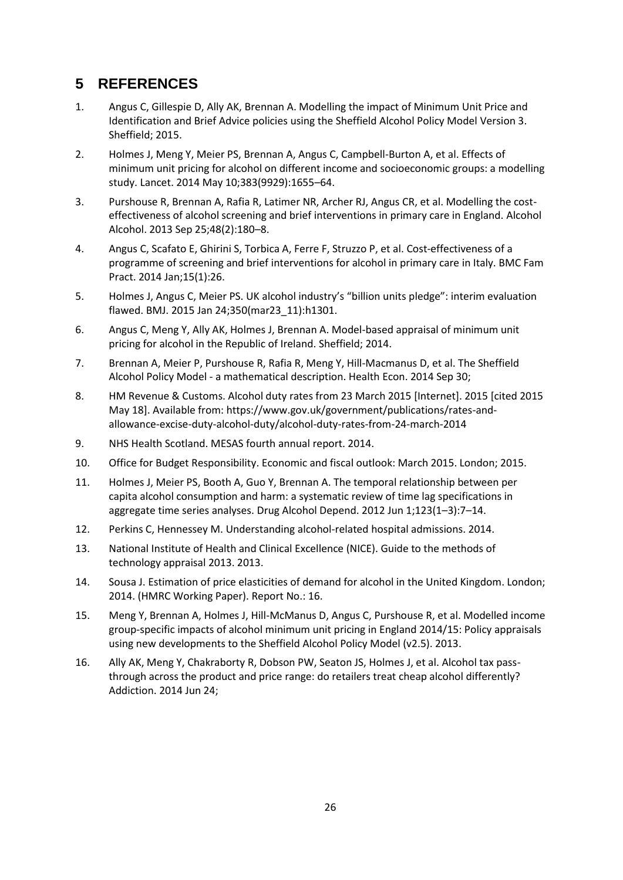# 5 REFERENCES

1. Angus C, Gillespie D, Ally AK, Brennan A. Modelling the impact of Minimum Unit Price and Identification and Brief Advice policies using the Sheffield Alcohol Policy Model Version 3. Sheffield; 2015.
2. Holmes J, Meng Y, Meier PS, Brennan A, Angus C, Campbell-Burton A, et al. Effects of minimum unit pricing for alcohol on different income and socioeconomic groups: a modelling study. Lancet. 2014 May 10;383(9929):1655–64.
3. Purshouse R, Brennan A, Rafia R, Latimer NR, Archer RJ, Angus CR, et al. Modelling the cost-effectiveness of alcohol screening and brief interventions in primary care in England. Alcohol Alcohol. 2013 Sep 25;48(2):180–8.
4. Angus C, Scafato E, Ghirini S, Torbica A, Ferre F, Struzzo P, et al. Cost-effectiveness of a programme of screening and brief interventions for alcohol in primary care in Italy. BMC Fam Pract. 2014 Jan;15(1):26.
5. Holmes J, Angus C, Meier PS. UK alcohol industry's "billion units pledge": interim evaluation flawed. BMJ. 2015 Jan 24;350(mar23_11):h1301.
6. Angus C, Meng Y, Ally AK, Holmes J, Brennan A. Model-based appraisal of minimum unit pricing for alcohol in the Republic of Ireland. Sheffield; 2014.
7. Brennan A, Meier P, Purshouse R, Rafia R, Meng Y, Hill-Macmanus D, et al. The Sheffield Alcohol Policy Model - a mathematical description. Health Econ. 2014 Sep 30;
8. HM Revenue & Customs. Alcohol duty rates from 23 March 2015 [Internet]. 2015 [cited 2015 May 18]. Available from: https://www.gov.uk/government/publications/rates-and-allowance-excise-duty-alcohol-duty/alcohol-duty-rates-from-24-march-2014
9. NHS Health Scotland. MESAS fourth annual report. 2014.
10. Office for Budget Responsibility. Economic and fiscal outlook: March 2015. London; 2015.
11. Holmes J, Meier PS, Booth A, Guo Y, Brennan A. The temporal relationship between per capita alcohol consumption and harm: a systematic review of time lag specifications in aggregate time series analyses. Drug Alcohol Depend. 2012 Jun 1;123(1–3):7–14.
12. Perkins C, Hennessey M. Understanding alcohol-related hospital admissions. 2014.
13. National Institute of Health and Clinical Excellence (NICE). Guide to the methods of technology appraisal 2013. 2013.
14. Sousa J. Estimation of price elasticities of demand for alcohol in the United Kingdom. London; 2014. (HMRC Working Paper). Report No.: 16.
15. Meng Y, Brennan A, Holmes J, Hill-McManus D, Angus C, Purshouse R, et al. Modelled income group-specific impacts of alcohol minimum unit pricing in England 2014/15: Policy appraisals using new developments to the Sheffield Alcohol Policy Model (v2.5). 2013.
16. Ally AK, Meng Y, Chakraborty R, Dobson PW, Seaton JS, Holmes J, et al. Alcohol tax pass-through across the product and price range: do retailers treat cheap alcohol differently? Addiction. 2014 Jun 24;